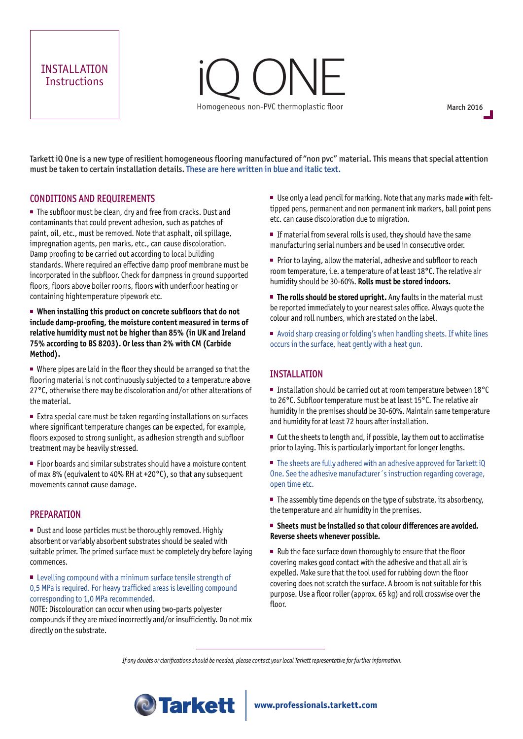INSTALLATION
Instructions

# iQ ONE

Homogeneous non-PVC thermoplastic floor

March 2016

**Tarkett iQ One is a new type of resilient homogeneous flooring manufactured of "non pvc" material. This means that special attention must be taken to certain installation details.** ***These are here written in blue and italic text.***

## CONDITIONS AND REQUIREMENTS

- The subfloor must be clean, dry and free from cracks. Dust and contaminants that could prevent adhesion, such as patches of paint, oil, etc., must be removed. Note that asphalt, oil spillage, impregnation agents, pen marks, etc., can cause discoloration. Damp proofing to be carried out according to local building standards. Where required an effective damp proof membrane must be incorporated in the subfloor. Check for dampness in ground supported floors, floors above boiler rooms, floors with underfloor heating or containing hightemperature pipework etc.

- **When installing this product on concrete subfloors that do not include damp-proofing, the moisture content measured in terms of relative humidity must not be higher than 85% (in UK and Ireland 75% according to BS 8203). Or less than 2% with CM (Carbide Method).**

- Where pipes are laid in the floor they should be arranged so that the flooring material is not continuously subjected to a temperature above 27°C, otherwise there may be discoloration and/or other alterations of the material.

- Extra special care must be taken regarding installations on surfaces where significant temperature changes can be expected, for example, floors exposed to strong sunlight, as adhesion strength and subfloor treatment may be heavily stressed.

- Floor boards and similar substrates should have a moisture content of max 8% (equivalent to 40% RH at +20°C), so that any subsequent movements cannot cause damage.

## PREPARATION

- Dust and loose particles must be thoroughly removed. Highly absorbent or variably absorbent substrates should be sealed with suitable primer. The primed surface must be completely dry before laying commences.

- *Levelling compound with a minimum surface tensile strength of 0,5 MPa is required. For heavy trafficked areas is levelling compound corresponding to 1,0 MPa recommended.*

NOTE: Discolouration can occur when using two-parts polyester compounds if they are mixed incorrectly and/or insufficiently. Do not mix directly on the substrate.

- Use only a lead pencil for marking. Note that any marks made with felt-tipped pens, permanent and non permanent ink markers, ball point pens etc. can cause discoloration due to migration.

- If material from several rolls is used, they should have the same manufacturing serial numbers and be used in consecutive order.

- Prior to laying, allow the material, adhesive and subfloor to reach room temperature, i.e. a temperature of at least 18°C. The relative air humidity should be 30-60%. **Rolls must be stored indoors.**

- **The rolls should be stored upright.** Any faults in the material must be reported immediately to your nearest sales office. Always quote the colour and roll numbers, which are stated on the label.

- *Avoid sharp creasing or folding's when handling sheets. If white lines occurs in the surface, heat gently with a heat gun.*

## INSTALLATION

- Installation should be carried out at room temperature between 18°C to 26°C. Subfloor temperature must be at least 15°C. The relative air humidity in the premises should be 30-60%. Maintain same temperature and humidity for at least 72 hours after installation.

- Cut the sheets to length and, if possible, lay them out to acclimatise prior to laying. This is particularly important for longer lengths.

- *The sheets are fully adhered with an adhesive approved for Tarkett iQ One. See the adhesive manufacturer´s instruction regarding coverage, open time etc.*

- The assembly time depends on the type of substrate, its absorbency, the temperature and air humidity in the premises.

- **Sheets must be installed so that colour differences are avoided. Reverse sheets whenever possible.**

- Rub the face surface down thoroughly to ensure that the floor covering makes good contact with the adhesive and that all air is expelled. Make sure that the tool used for rubbing down the floor covering does not scratch the surface. A broom is not suitable for this purpose. Use a floor roller (approx. 65 kg) and roll crosswise over the floor.

*If any doubts or clarifications should be needed, please contact your local Tarkett representative for further information.*

Tarkett | www.professionals.tarkett.com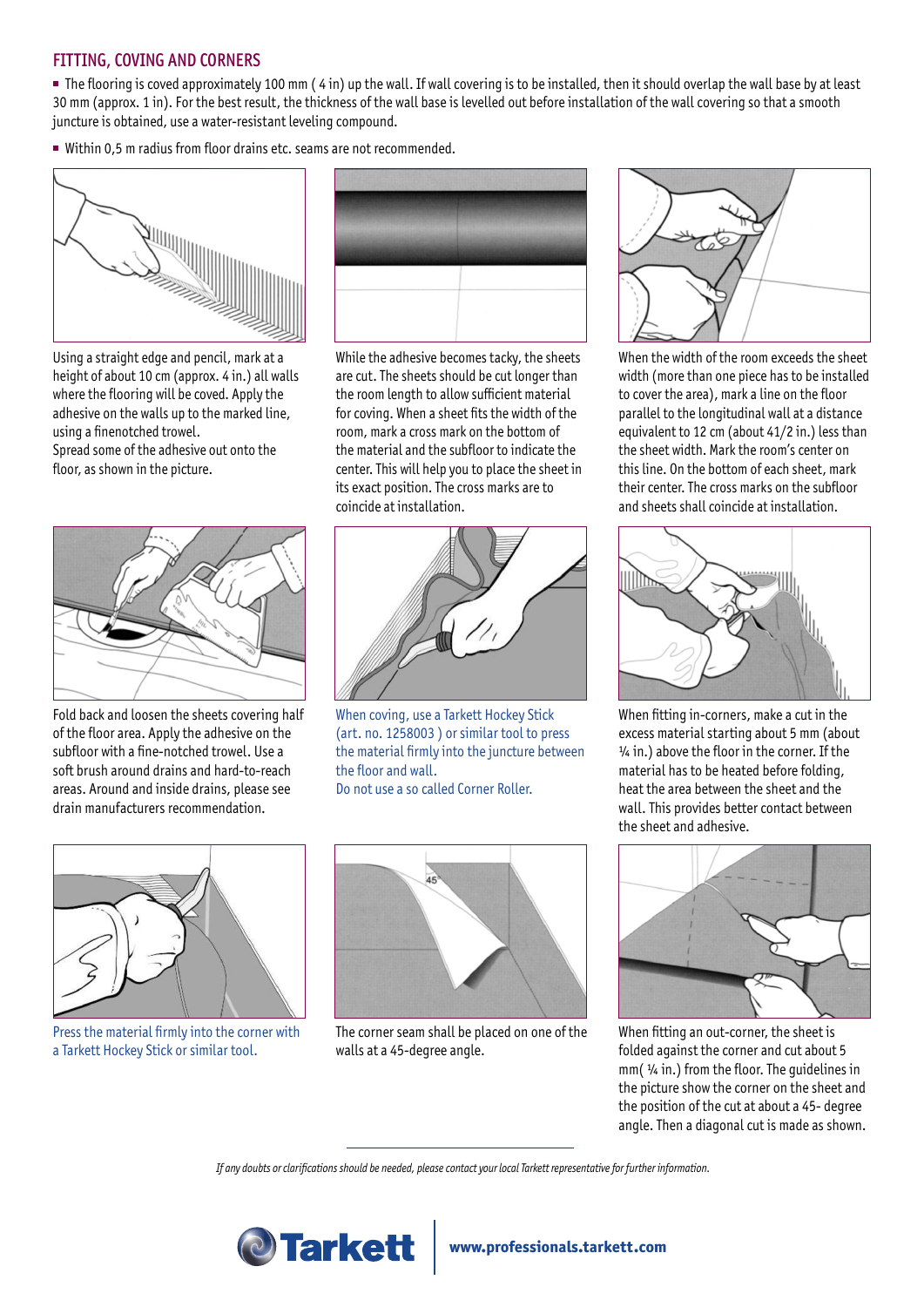## FITTING, COVING AND CORNERS

- The flooring is coved approximately 100 mm ( 4 in) up the wall. If wall covering is to be installed, then it should overlap the wall base by at least 30 mm (approx. 1 in). For the best result, the thickness of the wall base is levelled out before installation of the wall covering so that a smooth juncture is obtained, use a water-resistant leveling compound.
- Within 0,5 m radius from floor drains etc. seams are not recommended.

Using a straight edge and pencil, mark at a height of about 10 cm (approx. 4 in.) all walls where the flooring will be coved. Apply the adhesive on the walls up to the marked line, using a finenotched trowel.
Spread some of the adhesive out onto the floor, as shown in the picture.

While the adhesive becomes tacky, the sheets are cut. The sheets should be cut longer than the room length to allow sufficient material for coving. When a sheet fits the width of the room, mark a cross mark on the bottom of the material and the subfloor to indicate the center. This will help you to place the sheet in its exact position. The cross marks are to coincide at installation.

When the width of the room exceeds the sheet width (more than one piece has to be installed to cover the area), mark a line on the floor parallel to the longitudinal wall at a distance equivalent to 12 cm (about 41/2 in.) less than the sheet width. Mark the room's center on this line. On the bottom of each sheet, mark their center. The cross marks on the subfloor and sheets shall coincide at installation.

Fold back and loosen the sheets covering half of the floor area. Apply the adhesive on the subfloor with a fine-notched trowel. Use a soft brush around drains and hard-to-reach areas. Around and inside drains, please see drain manufacturers recommendation.

When coving, use a Tarkett Hockey Stick (art. no. 1258003 ) or similar tool to press the material firmly into the juncture between the floor and wall.
Do not use a so called Corner Roller.

When fitting in-corners, make a cut in the excess material starting about 5 mm (about ¼ in.) above the floor in the corner. If the material has to be heated before folding, heat the area between the sheet and the wall. This provides better contact between the sheet and adhesive.

Press the material firmly into the corner with a Tarkett Hockey Stick or similar tool.

The corner seam shall be placed on one of the walls at a 45-degree angle.

When fitting an out-corner, the sheet is folded against the corner and cut about 5 mm( ¼ in.) from the floor. The guidelines in the picture show the corner on the sheet and the position of the cut at about a 45- degree angle. Then a diagonal cut is made as shown.

*If any doubts or clarifications should be needed, please contact your local Tarkett representative for further information.*

Tarkett | www.professionals.tarkett.com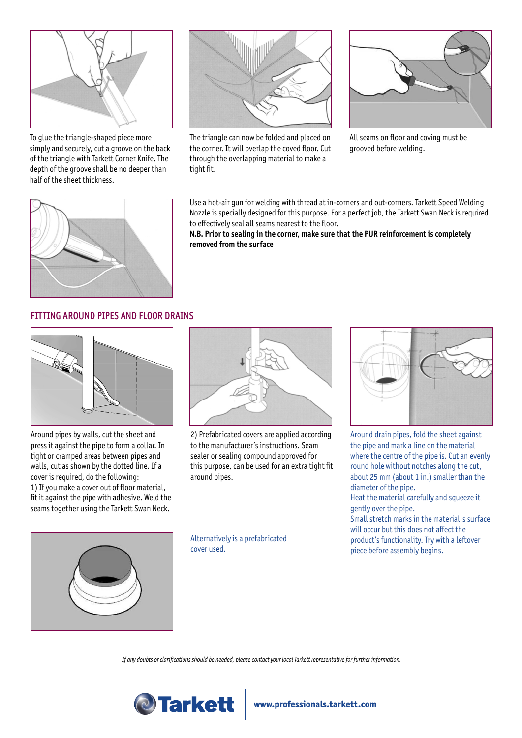To glue the triangle-shaped piece more simply and securely, cut a groove on the back of the triangle with Tarkett Corner Knife. The depth of the groove shall be no deeper than half of the sheet thickness.

The triangle can now be folded and placed on the corner. It will overlap the coved floor. Cut through the overlapping material to make a tight fit.

All seams on floor and coving must be grooved before welding.

Use a hot-air gun for welding with thread at in-corners and out-corners. Tarkett Speed Welding Nozzle is specially designed for this purpose. For a perfect job, the Tarkett Swan Neck is required to effectively seal all seams nearest to the floor.

**N.B. Prior to sealing in the corner, make sure that the PUR reinforcement is completely removed from the surface**

## FITTING AROUND PIPES AND FLOOR DRAINS

Around pipes by walls, cut the sheet and press it against the pipe to form a collar. In tight or cramped areas between pipes and walls, cut as shown by the dotted line. If a cover is required, do the following:

1) If you make a cover out of floor material, fit it against the pipe with adhesive. Weld the seams together using the Tarkett Swan Neck.

2) Prefabricated covers are applied according to the manufacturer's instructions. Seam sealer or sealing compound approved for this purpose, can be used for an extra tight fit around pipes.

Around drain pipes, fold the sheet against the pipe and mark a line on the material where the centre of the pipe is. Cut an evenly round hole without notches along the cut, about 25 mm (about 1 in.) smaller than the diameter of the pipe.

Heat the material carefully and squeeze it gently over the pipe.

Small stretch marks in the material's surface will occur but this does not affect the product's functionality. Try with a leftover piece before assembly begins.

Alternatively is a prefabricated cover used.

*If any doubts or clarifications should be needed, please contact your local Tarkett representative for further information.*

Tarkett | www.professionals.tarkett.com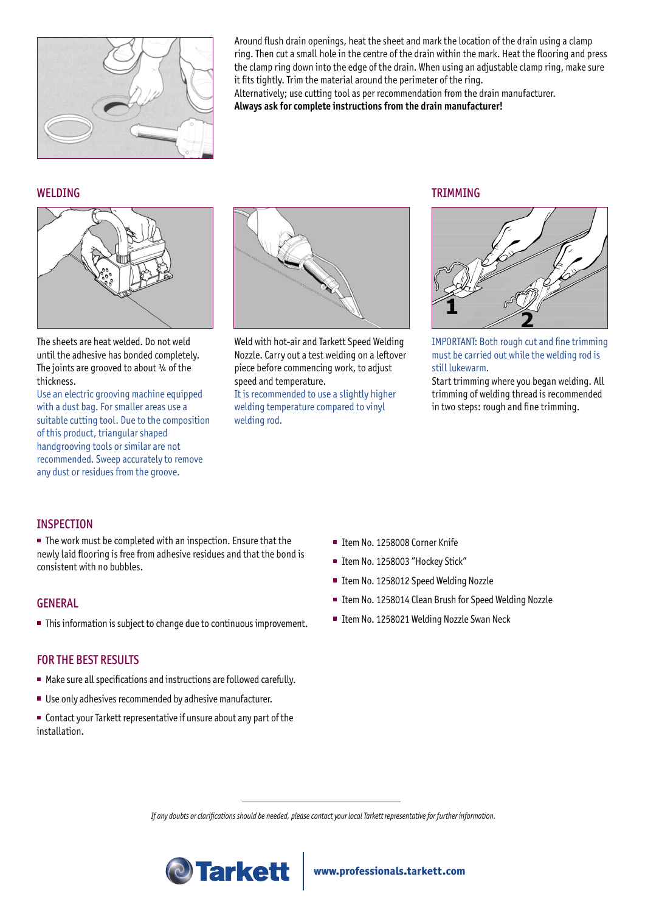Around flush drain openings, heat the sheet and mark the location of the drain using a clamp ring. Then cut a small hole in the centre of the drain within the mark. Heat the flooring and press the clamp ring down into the edge of the drain. When using an adjustable clamp ring, make sure it fits tightly. Trim the material around the perimeter of the ring.
Alternatively; use cutting tool as per recommendation from the drain manufacturer.
**Always ask for complete instructions from the drain manufacturer!**

## WELDING

The sheets are heat welded. Do not weld until the adhesive has bonded completely. The joints are grooved to about ¾ of the thickness.
Use an electric grooving machine equipped with a dust bag. For smaller areas use a suitable cutting tool. Due to the composition of this product, triangular shaped handgrooving tools or similar are not recommended. Sweep accurately to remove any dust or residues from the groove.

Weld with hot-air and Tarkett Speed Welding Nozzle. Carry out a test welding on a leftover piece before commencing work, to adjust speed and temperature.
It is recommended to use a slightly higher welding temperature compared to vinyl welding rod.

## TRIMMING

IMPORTANT: Both rough cut and fine trimming must be carried out while the welding rod is still lukewarm.
Start trimming where you began welding. All trimming of welding thread is recommended in two steps: rough and fine trimming.

## INSPECTION

- The work must be completed with an inspection. Ensure that the newly laid flooring is free from adhesive residues and that the bond is consistent with no bubbles.

## GENERAL

- This information is subject to change due to continuous improvement.

## FOR THE BEST RESULTS

- Make sure all specifications and instructions are followed carefully.
- Use only adhesives recommended by adhesive manufacturer.
- Contact your Tarkett representative if unsure about any part of the installation.

- Item No. 1258008 Corner Knife
- Item No. 1258003 "Hockey Stick"
- Item No. 1258012 Speed Welding Nozzle
- Item No. 1258014 Clean Brush for Speed Welding Nozzle
- Item No. 1258021 Welding Nozzle Swan Neck

*If any doubts or clarifications should be needed, please contact your local Tarkett representative for further information.*

Tarkett | **www.professionals.tarkett.com**